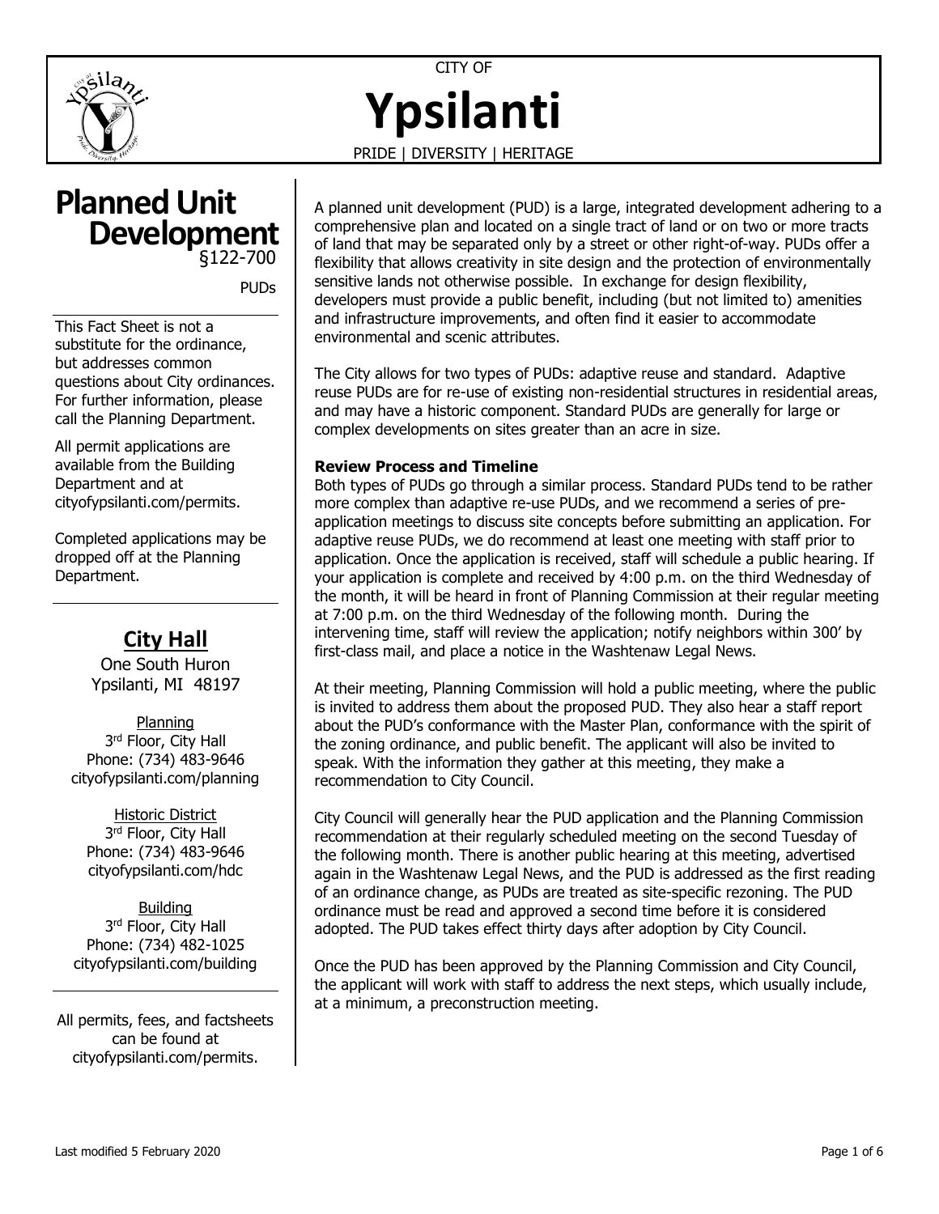CITY OF

# Ypsilanti

PRIDE | DIVERSITY | HERITAGE

## Planned Unit Development

§122-700

PUDs

This Fact Sheet is not a substitute for the ordinance, but addresses common questions about City ordinances. For further information, please call the Planning Department.

All permit applications are available from the Building Department and at cityofypsilanti.com/permits.

Completed applications may be dropped off at the Planning Department.

### City Hall

One South Huron
Ypsilanti, MI 48197

Planning
3rd Floor, City Hall
Phone: (734) 483-9646
cityofypsilanti.com/planning

Historic District
3rd Floor, City Hall
Phone: (734) 483-9646
cityofypsilanti.com/hdc

Building
3rd Floor, City Hall
Phone: (734) 482-1025
cityofypsilanti.com/building

All permits, fees, and factsheets can be found at cityofypsilanti.com/permits.

A planned unit development (PUD) is a large, integrated development adhering to a comprehensive plan and located on a single tract of land or on two or more tracts of land that may be separated only by a street or other right-of-way. PUDs offer a flexibility that allows creativity in site design and the protection of environmentally sensitive lands not otherwise possible. In exchange for design flexibility, developers must provide a public benefit, including (but not limited to) amenities and infrastructure improvements, and often find it easier to accommodate environmental and scenic attributes.

The City allows for two types of PUDs: adaptive reuse and standard. Adaptive reuse PUDs are for re-use of existing non-residential structures in residential areas, and may have a historic component. Standard PUDs are generally for large or complex developments on sites greater than an acre in size.

**Review Process and Timeline**

Both types of PUDs go through a similar process. Standard PUDs tend to be rather more complex than adaptive re-use PUDs, and we recommend a series of pre-application meetings to discuss site concepts before submitting an application. For adaptive reuse PUDs, we do recommend at least one meeting with staff prior to application. Once the application is received, staff will schedule a public hearing. If your application is complete and received by 4:00 p.m. on the third Wednesday of the month, it will be heard in front of Planning Commission at their regular meeting at 7:00 p.m. on the third Wednesday of the following month. During the intervening time, staff will review the application; notify neighbors within 300' by first-class mail, and place a notice in the Washtenaw Legal News.

At their meeting, Planning Commission will hold a public meeting, where the public is invited to address them about the proposed PUD. They also hear a staff report about the PUD's conformance with the Master Plan, conformance with the spirit of the zoning ordinance, and public benefit. The applicant will also be invited to speak. With the information they gather at this meeting, they make a recommendation to City Council.

City Council will generally hear the PUD application and the Planning Commission recommendation at their regularly scheduled meeting on the second Tuesday of the following month. There is another public hearing at this meeting, advertised again in the Washtenaw Legal News, and the PUD is addressed as the first reading of an ordinance change, as PUDs are treated as site-specific rezoning. The PUD ordinance must be read and approved a second time before it is considered adopted. The PUD takes effect thirty days after adoption by City Council.

Once the PUD has been approved by the Planning Commission and City Council, the applicant will work with staff to address the next steps, which usually include, at a minimum, a preconstruction meeting.

Last modified 5 February 2020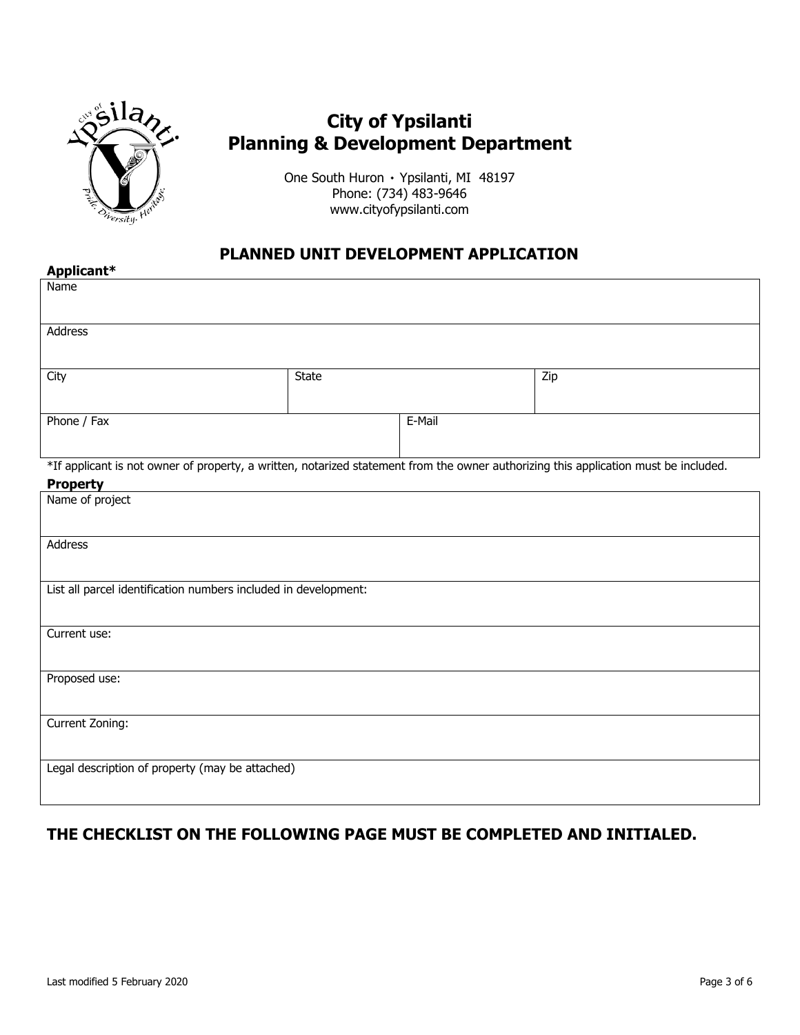# City of Ypsilanti
## Planning & Development Department

One South Huron • Ypsilanti, MI 48197
Phone: (734) 483-9646
www.cityofypsilanti.com

## PLANNED UNIT DEVELOPMENT APPLICATION

**Applicant***

| Name | | | |
|---|---|---|---|
| Address | | | |
| City | State | | Zip |
| Phone / Fax | | E-Mail | |

*If applicant is not owner of property, a written, notarized statement from the owner authorizing this application must be included.

**Property**

| Name of project |
|---|
| Address |
| List all parcel identification numbers included in development: |
| Current use: |
| Proposed use: |
| Current Zoning: |
| Legal description of property (may be attached) |

## THE CHECKLIST ON THE FOLLOWING PAGE MUST BE COMPLETED AND INITIALED.

Last modified 5 February 2020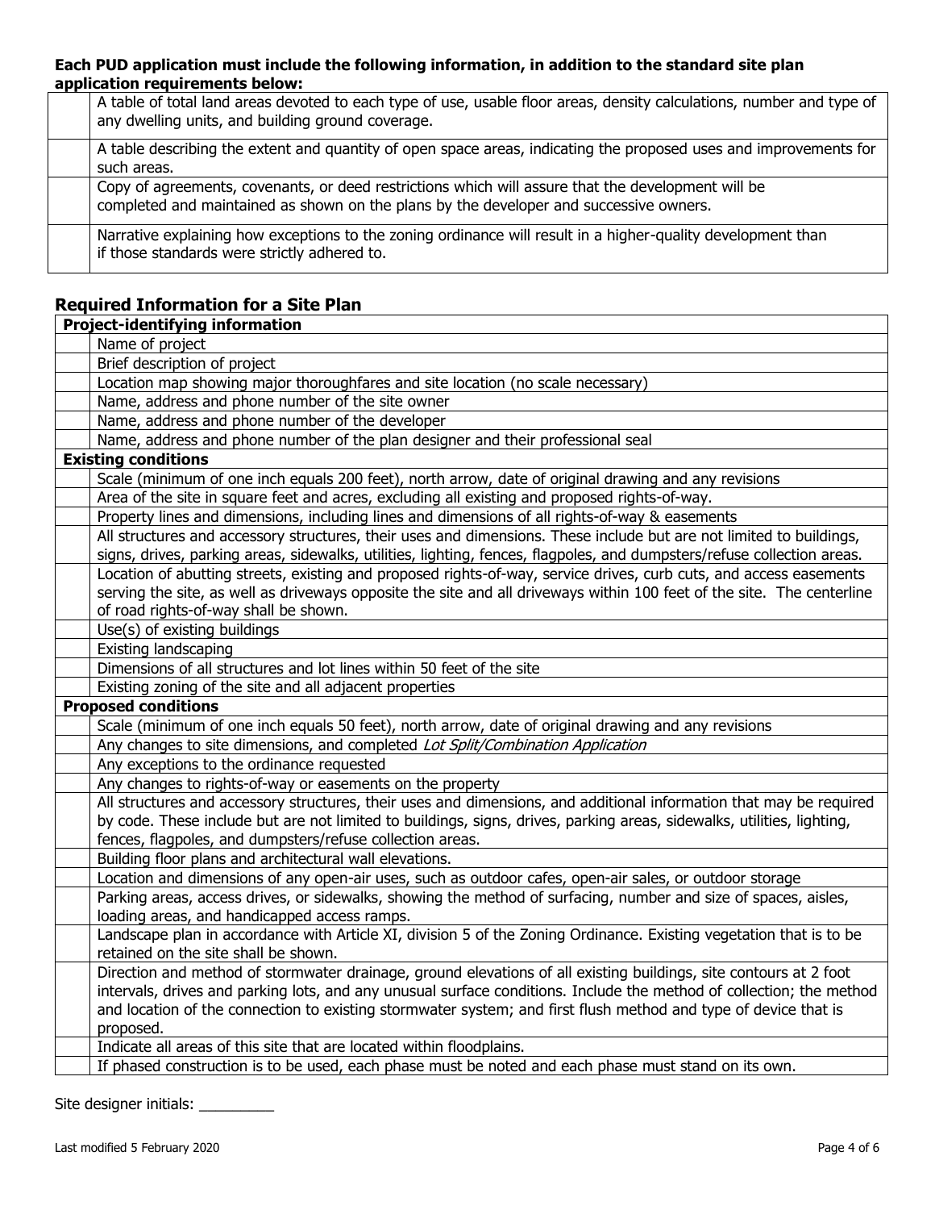**Each PUD application must include the following information, in addition to the standard site plan application requirements below:**

| | |
|---|---|
| | A table of total land areas devoted to each type of use, usable floor areas, density calculations, number and type of any dwelling units, and building ground coverage. |
| | A table describing the extent and quantity of open space areas, indicating the proposed uses and improvements for such areas. |
| | Copy of agreements, covenants, or deed restrictions which will assure that the development will be completed and maintained as shown on the plans by the developer and successive owners. |
| | Narrative explaining how exceptions to the zoning ordinance will result in a higher-quality development than if those standards were strictly adhered to. |

## Required Information for a Site Plan

| | |
|---|---|
| **Project-identifying information** | |
| | Name of project |
| | Brief description of project |
| | Location map showing major thoroughfares and site location (no scale necessary) |
| | Name, address and phone number of the site owner |
| | Name, address and phone number of the developer |
| | Name, address and phone number of the plan designer and their professional seal |
| **Existing conditions** | |
| | Scale (minimum of one inch equals 200 feet), north arrow, date of original drawing and any revisions |
| | Area of the site in square feet and acres, excluding all existing and proposed rights-of-way. |
| | Property lines and dimensions, including lines and dimensions of all rights-of-way & easements |
| | All structures and accessory structures, their uses and dimensions. These include but are not limited to buildings, signs, drives, parking areas, sidewalks, utilities, lighting, fences, flagpoles, and dumpsters/refuse collection areas. |
| | Location of abutting streets, existing and proposed rights-of-way, service drives, curb cuts, and access easements serving the site, as well as driveways opposite the site and all driveways within 100 feet of the site. The centerline of road rights-of-way shall be shown. |
| | Use(s) of existing buildings |
| | Existing landscaping |
| | Dimensions of all structures and lot lines within 50 feet of the site |
| | Existing zoning of the site and all adjacent properties |
| **Proposed conditions** | |
| | Scale (minimum of one inch equals 50 feet), north arrow, date of original drawing and any revisions |
| | Any changes to site dimensions, and completed *Lot Split/Combination Application* |
| | Any exceptions to the ordinance requested |
| | Any changes to rights-of-way or easements on the property |
| | All structures and accessory structures, their uses and dimensions, and additional information that may be required by code. These include but are not limited to buildings, signs, drives, parking areas, sidewalks, utilities, lighting, fences, flagpoles, and dumpsters/refuse collection areas. |
| | Building floor plans and architectural wall elevations. |
| | Location and dimensions of any open-air uses, such as outdoor cafes, open-air sales, or outdoor storage |
| | Parking areas, access drives, or sidewalks, showing the method of surfacing, number and size of spaces, aisles, loading areas, and handicapped access ramps. |
| | Landscape plan in accordance with Article XI, division 5 of the Zoning Ordinance. Existing vegetation that is to be retained on the site shall be shown. |
| | Direction and method of stormwater drainage, ground elevations of all existing buildings, site contours at 2 foot intervals, drives and parking lots, and any unusual surface conditions. Include the method of collection; the method and location of the connection to existing stormwater system; and first flush method and type of device that is proposed. |
| | Indicate all areas of this site that are located within floodplains. |
| | If phased construction is to be used, each phase must be noted and each phase must stand on its own. |

Site designer initials: _________

Last modified 5 February 2020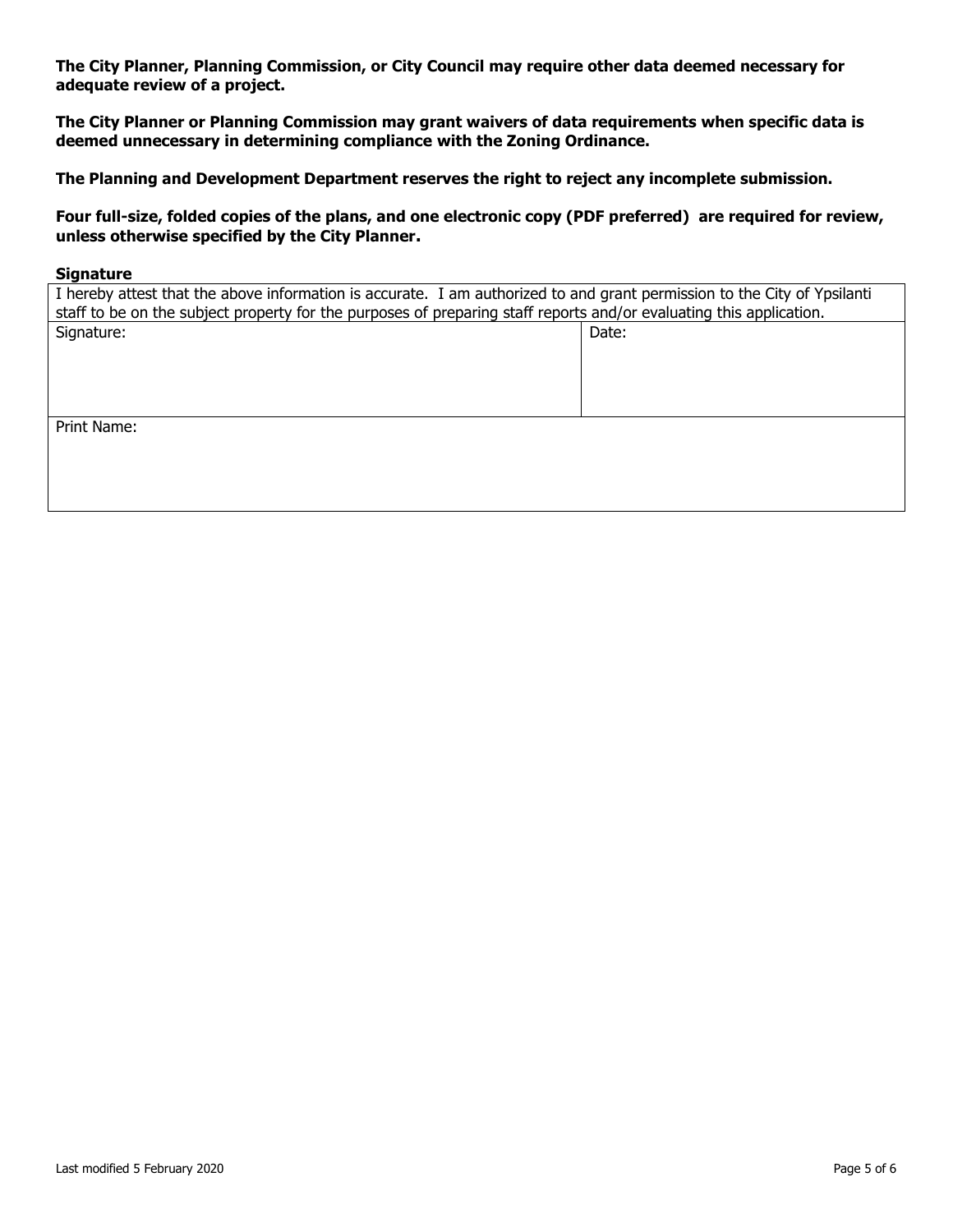**The City Planner, Planning Commission, or City Council may require other data deemed necessary for adequate review of a project.**

**The City Planner or Planning Commission may grant waivers of data requirements when specific data is deemed unnecessary in determining compliance with the Zoning Ordinance.**

**The Planning and Development Department reserves the right to reject any incomplete submission.**

**Four full-size, folded copies of the plans, and one electronic copy (PDF preferred) are required for review, unless otherwise specified by the City Planner.**

**Signature**

| I hereby attest that the above information is accurate. I am authorized to and grant permission to the City of Ypsilanti staff to be on the subject property for the purposes of preparing staff reports and/or evaluating this application. | |
|---|---|
| Signature: | Date: |
| Print Name: | |

Last modified 5 February 2020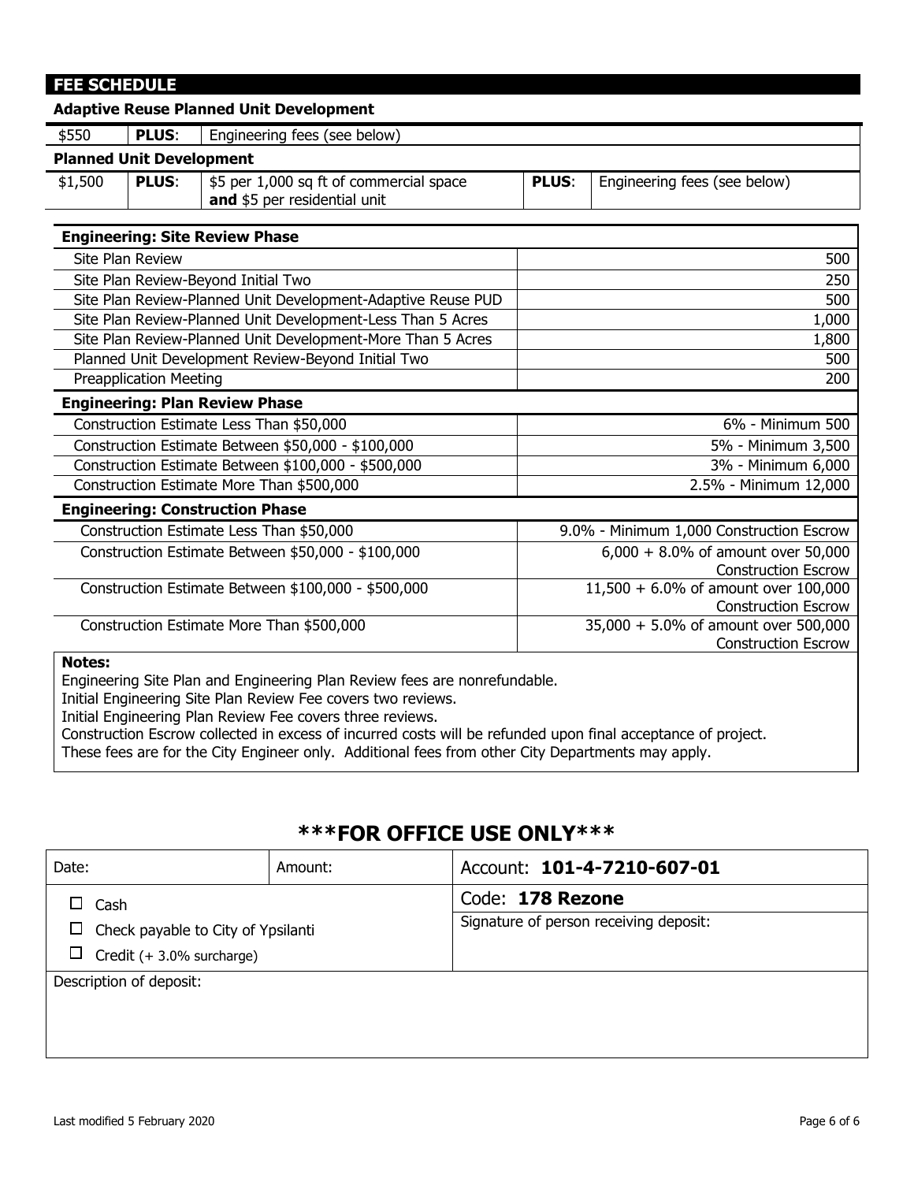## FEE SCHEDULE

### Adaptive Reuse Planned Unit Development

| | | |
|---|---|---|
| $550 | **PLUS**: | Engineering fees (see below) |

### Planned Unit Development

| | | | | |
|---|---|---|---|---|
| $1,500 | **PLUS**: | $5 per 1,000 sq ft of commercial space **and** $5 per residential unit | **PLUS**: | Engineering fees (see below) |

| **Engineering: Site Review Phase** | |
|---|---|
| Site Plan Review | 500 |
| Site Plan Review-Beyond Initial Two | 250 |
| Site Plan Review-Planned Unit Development-Adaptive Reuse PUD | 500 |
| Site Plan Review-Planned Unit Development-Less Than 5 Acres | 1,000 |
| Site Plan Review-Planned Unit Development-More Than 5 Acres | 1,800 |
| Planned Unit Development Review-Beyond Initial Two | 500 |
| Preapplication Meeting | 200 |
| **Engineering: Plan Review Phase** | |
| Construction Estimate Less Than $50,000 | 6% - Minimum 500 |
| Construction Estimate Between $50,000 - $100,000 | 5% - Minimum 3,500 |
| Construction Estimate Between $100,000 - $500,000 | 3% - Minimum 6,000 |
| Construction Estimate More Than $500,000 | 2.5% - Minimum 12,000 |
| **Engineering: Construction Phase** | |
| Construction Estimate Less Than $50,000 | 9.0% - Minimum 1,000 Construction Escrow |
| Construction Estimate Between $50,000 - $100,000 | 6,000 + 8.0% of amount over 50,000 Construction Escrow |
| Construction Estimate Between $100,000 - $500,000 | 11,500 + 6.0% of amount over 100,000 Construction Escrow |
| Construction Estimate More Than $500,000 | 35,000 + 5.0% of amount over 500,000 Construction Escrow |

**Notes:**
Engineering Site Plan and Engineering Plan Review fees are nonrefundable.
Initial Engineering Site Plan Review Fee covers two reviews.
Initial Engineering Plan Review Fee covers three reviews.
Construction Escrow collected in excess of incurred costs will be refunded upon final acceptance of project.
These fees are for the City Engineer only. Additional fees from other City Departments may apply.

## \*\*\*FOR OFFICE USE ONLY\*\*\*

| | | |
|---|---|---|
| Date: | Amount: | Account: **101-4-7210-607-01** |
| ☐ Cash<br>☐ Check payable to City of Ypsilanti<br>☐ Credit (+ 3.0% surcharge) | | Code: **178 Rezone**<br>Signature of person receiving deposit: |
| Description of deposit: | | |

Last modified 5 February 2020